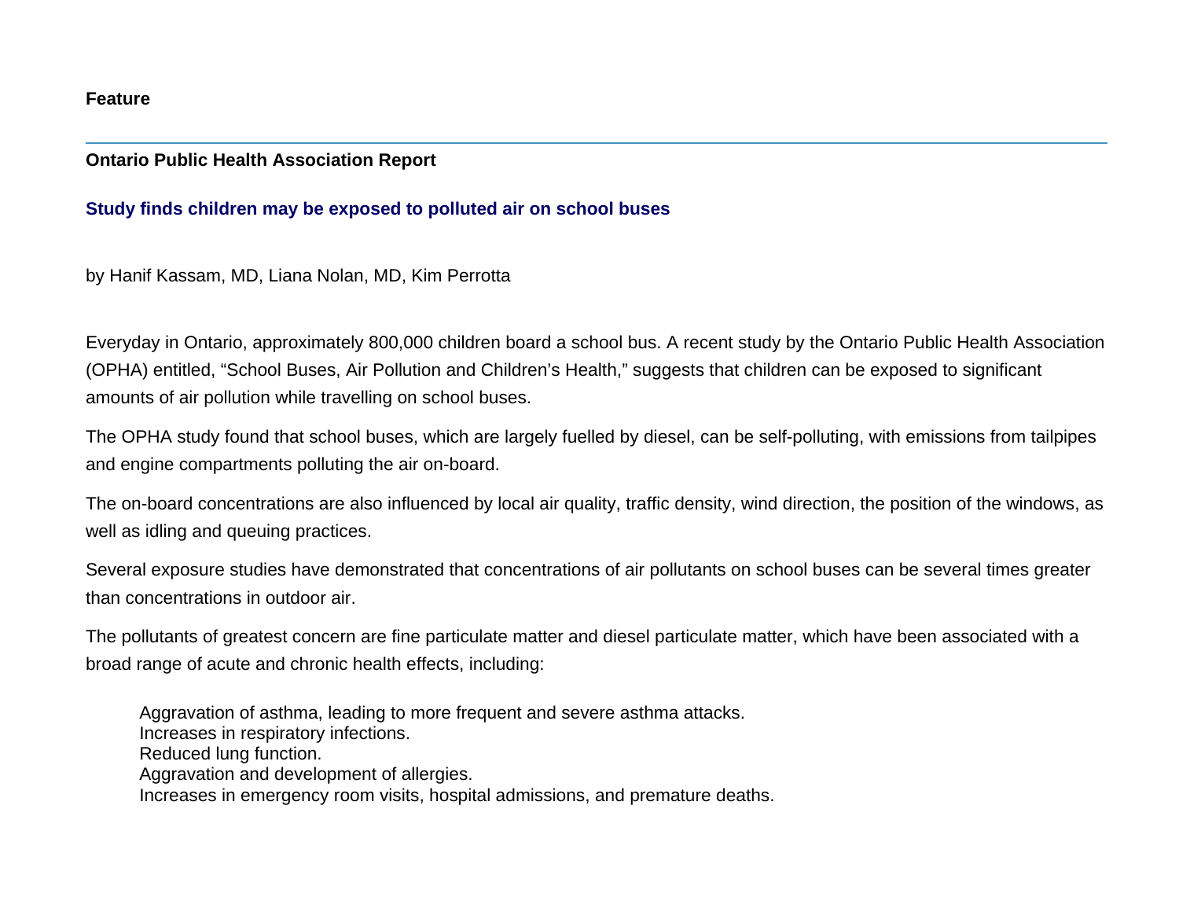**Feature**

**Ontario Public Health Association Report**

## Study finds children may be exposed to polluted air on school buses

by Hanif Kassam, MD, Liana Nolan, MD, Kim Perrotta

Everyday in Ontario, approximately 800,000 children board a school bus. A recent study by the Ontario Public Health Association (OPHA) entitled, "School Buses, Air Pollution and Children's Health," suggests that children can be exposed to significant amounts of air pollution while travelling on school buses.

The OPHA study found that school buses, which are largely fuelled by diesel, can be self-polluting, with emissions from tailpipes and engine compartments polluting the air on-board.

The on-board concentrations are also influenced by local air quality, traffic density, wind direction, the position of the windows, as well as idling and queuing practices.

Several exposure studies have demonstrated that concentrations of air pollutants on school buses can be several times greater than concentrations in outdoor air.

The pollutants of greatest concern are fine particulate matter and diesel particulate matter, which have been associated with a broad range of acute and chronic health effects, including:

- Aggravation of asthma, leading to more frequent and severe asthma attacks.
- Increases in respiratory infections.
- Reduced lung function.
- Aggravation and development of allergies.
- Increases in emergency room visits, hospital admissions, and premature deaths.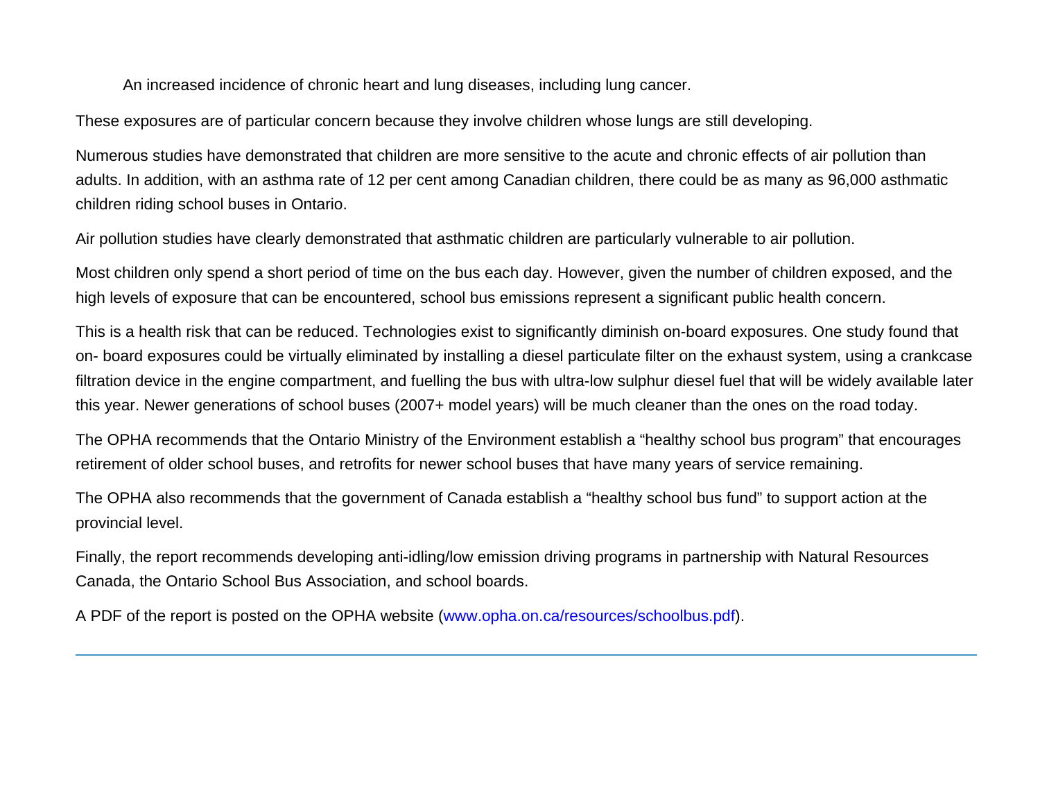An increased incidence of chronic heart and lung diseases, including lung cancer.

These exposures are of particular concern because they involve children whose lungs are still developing.

Numerous studies have demonstrated that children are more sensitive to the acute and chronic effects of air pollution than adults. In addition, with an asthma rate of 12 per cent among Canadian children, there could be as many as 96,000 asthmatic children riding school buses in Ontario.

Air pollution studies have clearly demonstrated that asthmatic children are particularly vulnerable to air pollution.

Most children only spend a short period of time on the bus each day. However, given the number of children exposed, and the high levels of exposure that can be encountered, school bus emissions represent a significant public health concern.

This is a health risk that can be reduced. Technologies exist to significantly diminish on-board exposures. One study found that on- board exposures could be virtually eliminated by installing a diesel particulate filter on the exhaust system, using a crankcase filtration device in the engine compartment, and fuelling the bus with ultra-low sulphur diesel fuel that will be widely available later this year. Newer generations of school buses (2007+ model years) will be much cleaner than the ones on the road today.

The OPHA recommends that the Ontario Ministry of the Environment establish a “healthy school bus program” that encourages retirement of older school buses, and retrofits for newer school buses that have many years of service remaining.

The OPHA also recommends that the government of Canada establish a “healthy school bus fund” to support action at the provincial level.

Finally, the report recommends developing anti-idling/low emission driving programs in partnership with Natural Resources Canada, the Ontario School Bus Association, and school boards.

A PDF of the report is posted on the OPHA website (www.opha.on.ca/resources/schoolbus.pdf).

---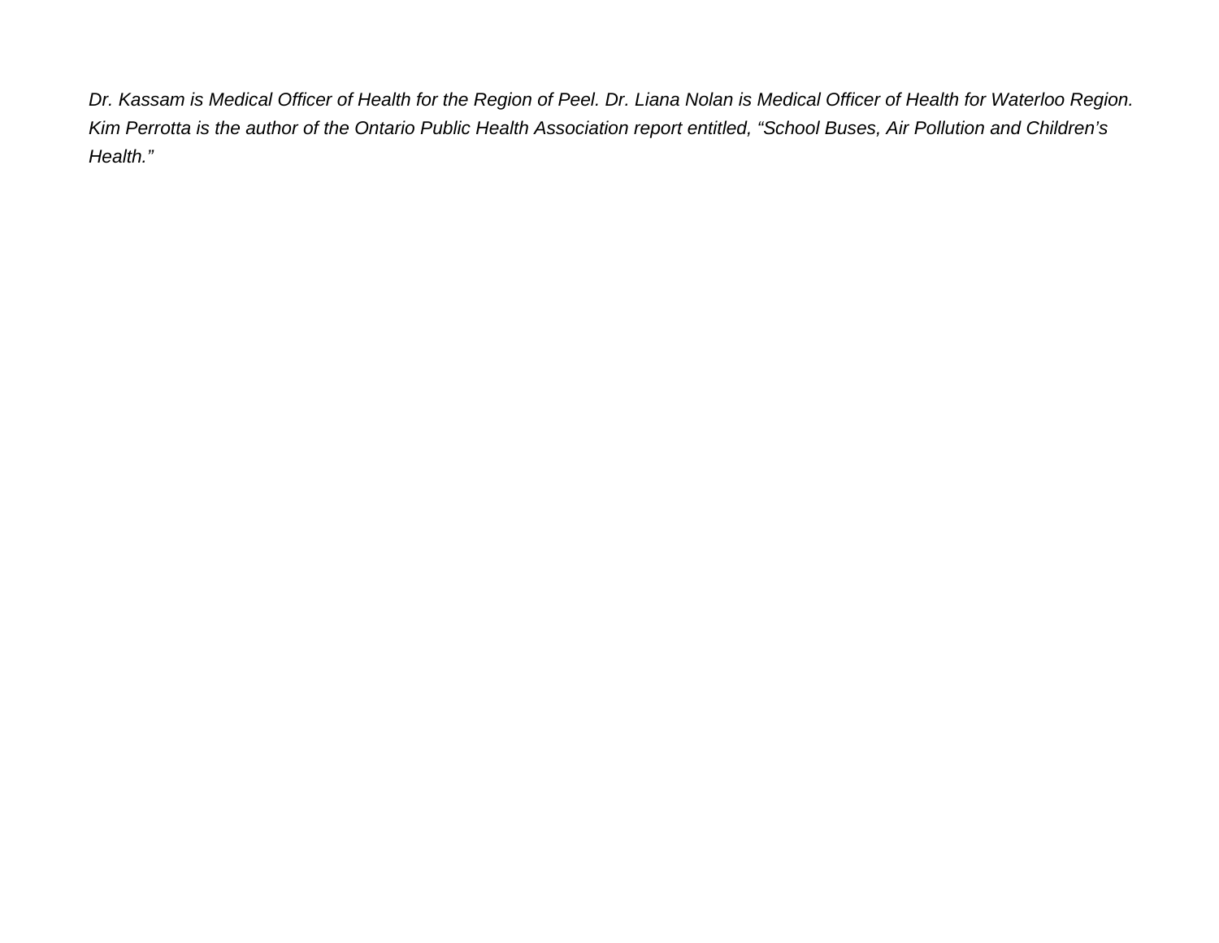*Dr. Kassam is Medical Officer of Health for the Region of Peel. Dr. Liana Nolan is Medical Officer of Health for Waterloo Region. Kim Perrotta is the author of the Ontario Public Health Association report entitled, "School Buses, Air Pollution and Children's Health."*